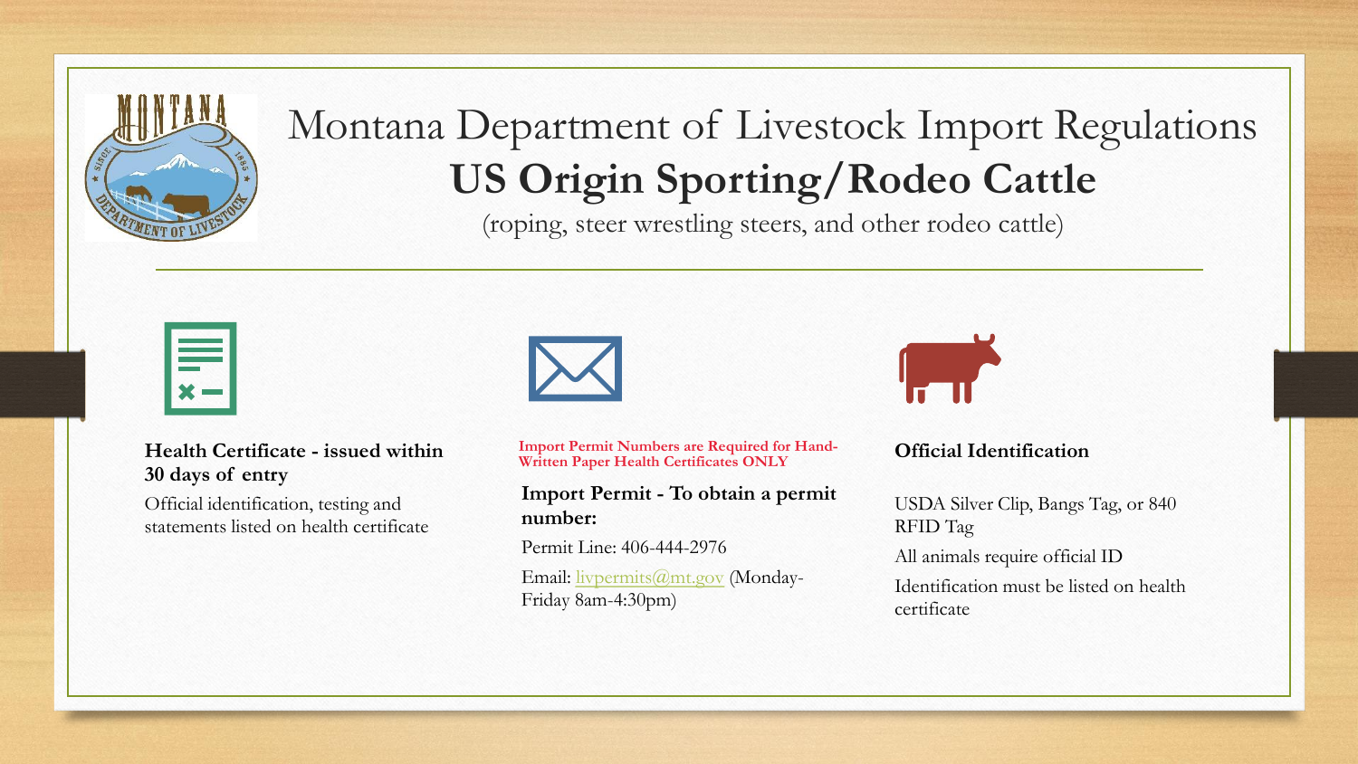# Montana Department of Livestock Import Regulations

## US Origin Sporting/Rodeo Cattle

(roping, steer wrestling steers, and other rodeo cattle)

**Health Certificate - issued within 30 days of entry**

Official identification, testing and statements listed on health certificate

**Import Permit Numbers are Required for Hand-Written Paper Health Certificates ONLY**

**Import Permit - To obtain a permit number:**

Permit Line: 406-444-2976

Email: livpermits@mt.gov (Monday-Friday 8am-4:30pm)

**Official Identification**

USDA Silver Clip, Bangs Tag, or 840 RFID Tag

All animals require official ID

Identification must be listed on health certificate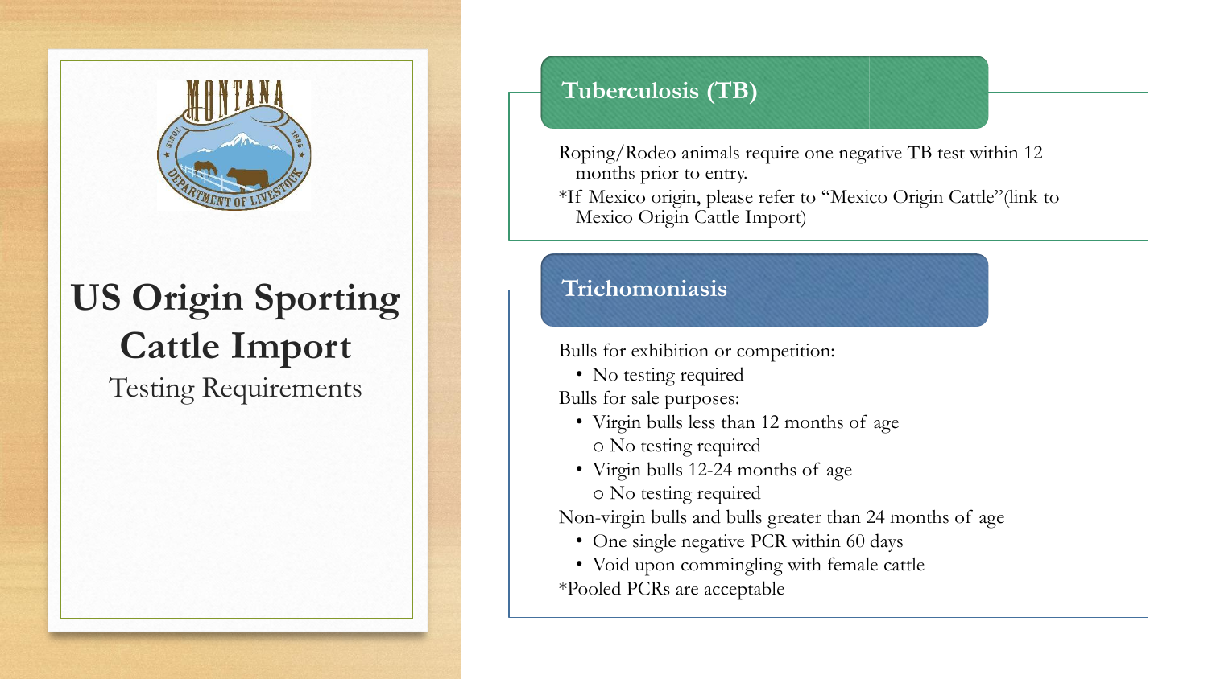# US Origin Sporting Cattle Import

Testing Requirements

## Tuberculosis (TB)

Roping/Rodeo animals require one negative TB test within 12 months prior to entry.

*If Mexico origin, please refer to "Mexico Origin Cattle"(link to Mexico Origin Cattle Import)

## Trichomoniasis

Bulls for exhibition or competition:

- No testing required

Bulls for sale purposes:

- Virgin bulls less than 12 months of age
  - No testing required
- Virgin bulls 12-24 months of age
  - No testing required

Non-virgin bulls and bulls greater than 24 months of age

- One single negative PCR within 60 days
- Void upon commingling with female cattle

*Pooled PCRs are acceptable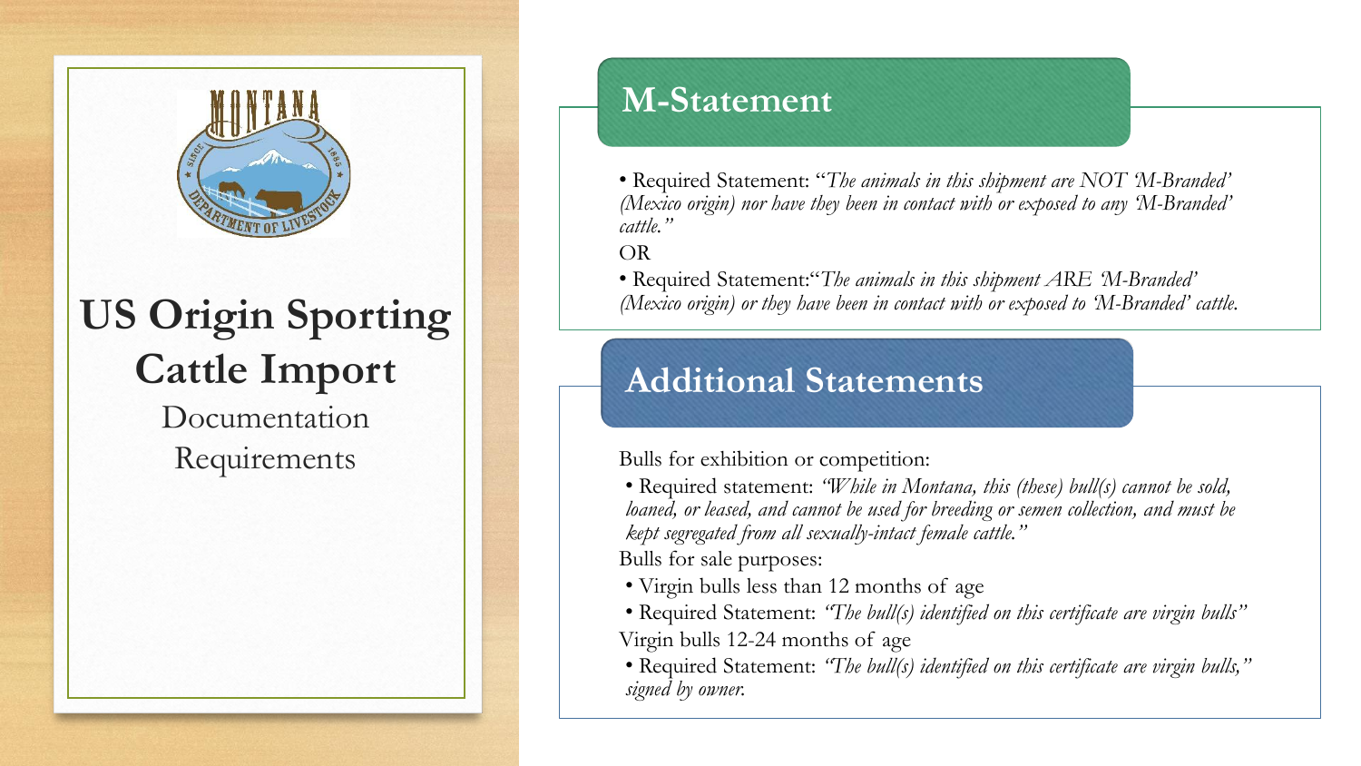MONTANA DEPARTMENT OF LIVESTOCK SINCE 1885

# US Origin Sporting Cattle Import

Documentation Requirements

## M-Statement

- Required Statement: "*The animals in this shipment are NOT 'M-Branded' (Mexico origin) nor have they been in contact with or exposed to any 'M-Branded' cattle.*"

OR

- Required Statement:"*The animals in this shipment ARE 'M-Branded' (Mexico origin) or they have been in contact with or exposed to 'M-Branded' cattle.*

## Additional Statements

Bulls for exhibition or competition:

- Required statement: *"While in Montana, this (these) bull(s) cannot be sold, loaned, or leased, and cannot be used for breeding or semen collection, and must be kept segregated from all sexually-intact female cattle."*

Bulls for sale purposes:

- Virgin bulls less than 12 months of age
- Required Statement: *"The bull(s) identified on this certificate are virgin bulls"*

Virgin bulls 12-24 months of age

- Required Statement: *"The bull(s) identified on this certificate are virgin bulls," signed by owner.*